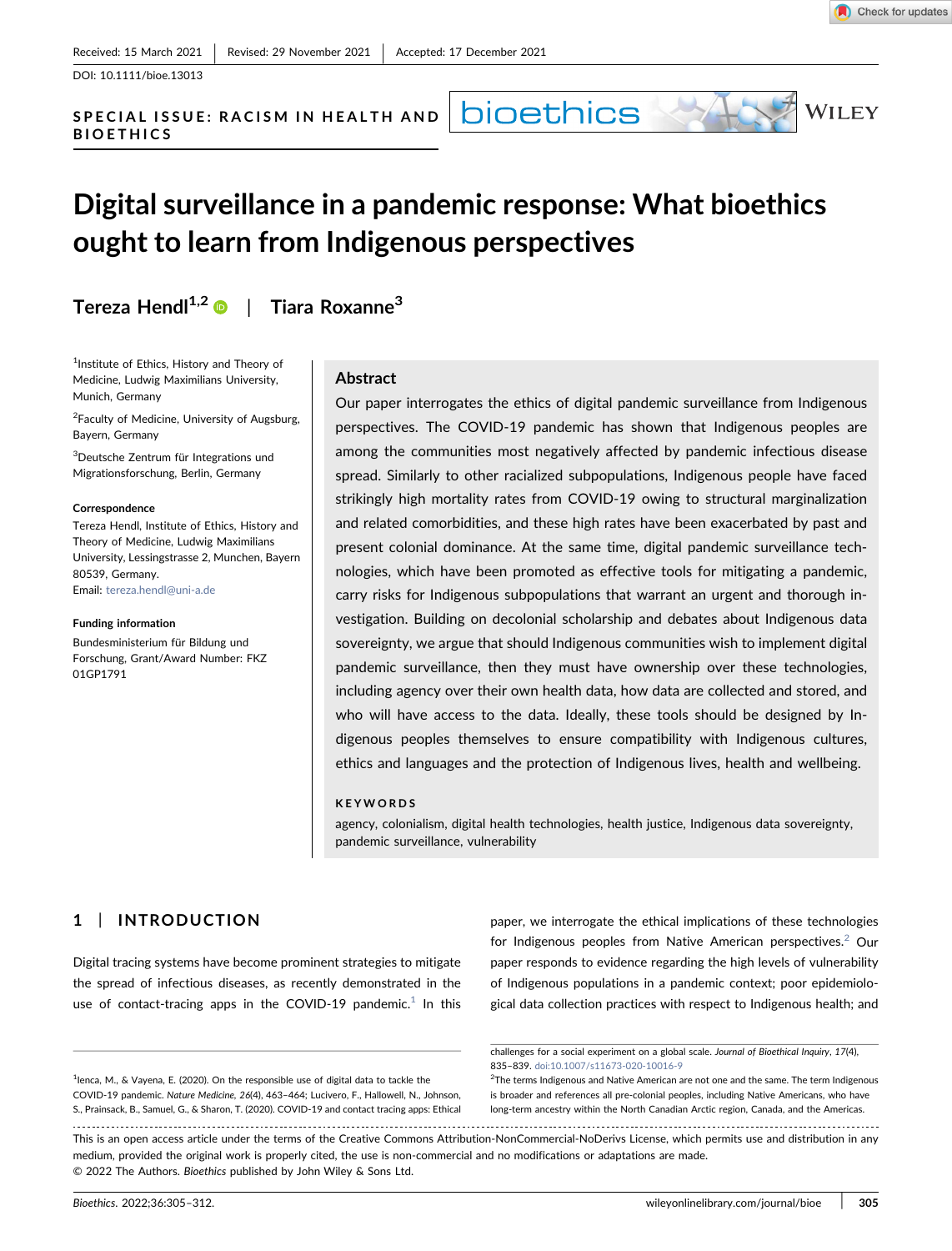Received: 15 March 2021 | Revised: 29 November 2021 | Accepted: 17 December 2021

DOI: 10.1111/bioe.13013

SPECIAL ISSUE: RACISM IN HEALTH AND BIOETHICS

# Digital surveillance in a pandemic response: What bioethics ought to learn from Indigenous perspectives

**Tereza Hendl**[1,2] | **Tiara Roxanne**[3]

[1]Institute of Ethics, History and Theory of Medicine, Ludwig Maximilians University, Munich, Germany

[2]Faculty of Medicine, University of Augsburg, Bayern, Germany

[3]Deutsche Zentrum für Integrations und Migrationsforschung, Berlin, Germany

**Correspondence**

Tereza Hendl, Institute of Ethics, History and Theory of Medicine, Ludwig Maximilians University, Lessingstrasse 2, Munchen, Bayern 80539, Germany.
Email: tereza.hendl@uni-a.de

**Funding information**

Bundesministerium für Bildung und Forschung, Grant/Award Number: FKZ 01GP1791

## Abstract

Our paper interrogates the ethics of digital pandemic surveillance from Indigenous perspectives. The COVID-19 pandemic has shown that Indigenous peoples are among the communities most negatively affected by pandemic infectious disease spread. Similarly to other racialized subpopulations, Indigenous people have faced strikingly high mortality rates from COVID-19 owing to structural marginalization and related comorbidities, and these high rates have been exacerbated by past and present colonial dominance. At the same time, digital pandemic surveillance technologies, which have been promoted as effective tools for mitigating a pandemic, carry risks for Indigenous subpopulations that warrant an urgent and thorough investigation. Building on decolonial scholarship and debates about Indigenous data sovereignty, we argue that should Indigenous communities wish to implement digital pandemic surveillance, then they must have ownership over these technologies, including agency over their own health data, how data are collected and stored, and who will have access to the data. Ideally, these tools should be designed by Indigenous peoples themselves to ensure compatibility with Indigenous cultures, ethics and languages and the protection of Indigenous lives, health and wellbeing.

**KEYWORDS**

agency, colonialism, digital health technologies, health justice, Indigenous data sovereignty, pandemic surveillance, vulnerability

## 1 | INTRODUCTION

Digital tracing systems have become prominent strategies to mitigate the spread of infectious diseases, as recently demonstrated in the use of contact-tracing apps in the COVID-19 pandemic.[1] In this paper, we interrogate the ethical implications of these technologies for Indigenous peoples from Native American perspectives.[2] Our paper responds to evidence regarding the high levels of vulnerability of Indigenous populations in a pandemic context; poor epidemiological data collection practices with respect to Indigenous health; and

---

[1]Ienca, M., & Vayena, E. (2020). On the responsible use of digital data to tackle the COVID-19 pandemic. *Nature Medicine*, *26*(4), 463–464; Lucivero, F., Hallowell, N., Johnson, S., Prainsack, B., Samuel, G., & Sharon, T. (2020). COVID-19 and contact tracing apps: Ethical challenges for a social experiment on a global scale. *Journal of Bioethical Inquiry*, *17*(4), 835–839. doi:10.1007/s11673-020-10016-9

[2]The terms Indigenous and Native American are not one and the same. The term Indigenous is broader and references all pre-colonial peoples, including Native Americans, who have long-term ancestry within the North Canadian Arctic region, Canada, and the Americas.

This is an open access article under the terms of the Creative Commons Attribution-NonCommercial-NoDerivs License, which permits use and distribution in any medium, provided the original work is properly cited, the use is non-commercial and no modifications or adaptations are made.
© 2022 The Authors. *Bioethics* published by John Wiley & Sons Ltd.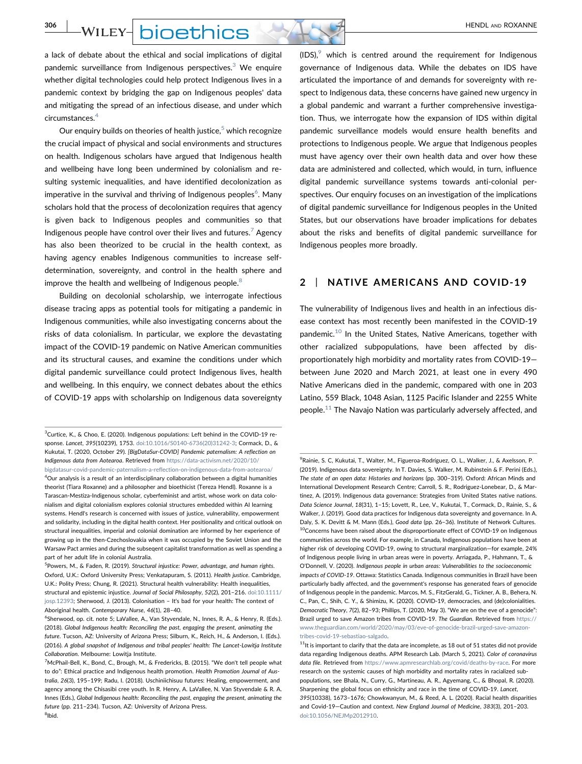a lack of debate about the ethical and social implications of digital pandemic surveillance from Indigenous perspectives.[3] We enquire whether digital technologies could help protect Indigenous lives in a pandemic context by bridging the gap on Indigenous peoples' data and mitigating the spread of an infectious disease, and under which circumstances.[4]

Our enquiry builds on theories of health justice,[5] which recognize the crucial impact of physical and social environments and structures on health. Indigenous scholars have argued that Indigenous health and wellbeing have long been undermined by colonialism and resulting systemic inequalities, and have identified decolonization as imperative in the survival and thriving of Indigenous peoples[6]. Many scholars hold that the process of decolonization requires that agency is given back to Indigenous peoples and communities so that Indigenous people have control over their lives and futures.[7] Agency has also been theorized to be crucial in the health context, as having agency enables Indigenous communities to increase self-determination, sovereignty, and control in the health sphere and improve the health and wellbeing of Indigenous people.[8]

Building on decolonial scholarship, we interrogate infectious disease tracing apps as potential tools for mitigating a pandemic in Indigenous communities, while also investigating concerns about the risks of data colonialism. In particular, we explore the devastating impact of the COVID-19 pandemic on Native American communities and its structural causes, and examine the conditions under which digital pandemic surveillance could protect Indigenous lives, health and wellbeing. In this enquiry, we connect debates about the ethics of COVID-19 apps with scholarship on Indigenous data sovereignty (IDS),[9] which is centred around the requirement for Indigenous governance of Indigenous data. While the debates on IDS have articulated the importance of and demands for sovereignty with respect to Indigenous data, these concerns have gained new urgency in a global pandemic and warrant a further comprehensive investigation. Thus, we interrogate how the expansion of IDS within digital pandemic surveillance models would ensure health benefits and protections to Indigenous people. We argue that Indigenous peoples must have agency over their own health data and over how these data are administered and collected, which would, in turn, influence digital pandemic surveillance systems towards anti-colonial perspectives. Our enquiry focuses on an investigation of the implications of digital pandemic surveillance for Indigenous peoples in the United States, but our observations have broader implications for debates about the risks and benefits of digital pandemic surveillance for Indigenous peoples more broadly.

## 2 | NATIVE AMERICANS AND COVID-19

The vulnerability of Indigenous lives and health in an infectious disease context has most recently been manifested in the COVID-19 pandemic.[10] In the United States, Native Americans, together with other racialized subpopulations, have been affected by disproportionately high morbidity and mortality rates from COVID-19—between June 2020 and March 2021, at least one in every 490 Native Americans died in the pandemic, compared with one in 203 Latino, 559 Black, 1048 Asian, 1125 Pacific Islander and 2255 White people.[11] The Navajo Nation was particularly adversely affected, and

---

[3] Curtice, K., & Choo, E. (2020). Indigenous populations: Left behind in the COVID-19 response. *Lancet*, *395*(10239), 1753. doi:10.1016/S0140-6736(20)31242-3; Cormack, D., & Kukutai, T. (2020, October 29). *[BigDataSur-COVID] Pandemic paternalism: A reflection on Indigenous data from Aotearoa*. Retrieved from https://data-activism.net/2020/10/bigdatasur-covid-pandemic-paternalism-a-reflection-on-indigenous-data-from-aotearoa/

[4] Our analysis is a result of an interdisciplinary collaboration between a digital humanities theorist (Tiara Roxanne) and a philosopher and bioethicist (Tereza Hendl). Roxanne is a Tarascan-Mestiza-Indigenous scholar, cyberfeminist and artist, whose work on data colonialism and digital colonialism explores colonial structures embedded within AI learning systems. Hendl's research is concerned with issues of justice, vulnerability, empowerment and solidarity, including in the digital health context. Her positionality and critical outlook on structural inequalities, imperial and colonial domination are informed by her experience of growing up in the then-Czechoslovakia when it was occupied by the Soviet Union and the Warsaw Pact armies and during the subseqent capitalist transformation as well as spending a part of her adult life in colonial Australia.

[5] Powers, M., & Faden, R. (2019). *Structural injustice: Power, advantage, and human rights*. Oxford, U.K.: Oxford University Press; Venkatapuram, S. (2011). *Health justice*. Cambridge, U.K.: Polity Press; Chung, R. (2021). Structural health vulnerability: Health inequalities, structural and epistemic injustice. *Journal of Social Philosophy*, *52*(2), 201–216. doi:10.1111/josp.12393; Sherwood, J. (2013). Colonisation – It's bad for your health: The context of Aboriginal health. *Contemporary Nurse*, *46*(1), 28–40.

[6] Sherwood, op. cit. note 5; LaVallee, A., Van Styvendale, N., Innes, R. A., & Henry, R. (Eds.). (2018). *Global Indigenous health: Reconciling the past, engaging the present, animating the future*. Tucson, AZ: University of Arizona Press; Silburn, K., Reich, H., & Anderson, I. (Eds.). (2016). *A global snapshot of Indigenous and tribal peoples' health: The Lancet-Lowitja Institute Collaboration*. Melbourne: Lowitja Institute.

[7] McPhail-Bell, K., Bond, C., Brough, M., & Fredericks, B. (2015). "We don't tell people what to do": Ethical practice and Indigenous health promotion. *Health Promotion Journal of Australia*, *26*(3), 195–199; Radu, I. (2018). Uschiniichisuu futures: Healing, empowerment, and agency among the Chisasibi cree youth. In R. Henry, A. LaVallee, N. Van Styvendale & R. A. Innes (Eds.), *Global Indigenous health: Reconciling the past, engaging the present, animating the future* (pp. 211–234). Tucson, AZ: University of Arizona Press.

[8] Ibid.

[9] Rainie, S. C, Kukutai, T., Walter, M., Figueroa-Rodríguez, O. L., Walker, J., & Axelsson, P. (2019). Indigenous data sovereignty. In T. Davies, S. Walker, M. Rubinstein & F. Perini (Eds.), *The state of an open data: Histories and horizons* (pp. 300–319). Oxford: African Minds and International Development Research Centre; Carroll, S. R., Rodriguez-Lonebear, D., & Martinez, A. (2019). Indigenous data governance: Strategies from United States native nations. *Data Science Journal*, *18*(31), 1–15; Lovett, R., Lee, V., Kukutai, T., Cormack, D., Rainie, S., & Walker, J. (2019). Good data practices for Indigenous data sovereignty and governance. In A. Daly, S. K. Devitt & M. Mann (Eds.), *Good data* (pp. 26–36). Institute of Network Cultures.

[10] Concerns have been raised about the disproportionate effect of COVID-19 on Indigenous communities across the world. For example, in Canada, Indigenous populations have been at higher risk of developing COVID-19, owing to structural marginalization—for example, 24% of Indigenous people living in urban areas were in poverty. Arriagada, P., Hahmann, T., & O'Donnell, V. (2020). *Indigenous people in urban areas: Vulnerabilities to the socioeconomic impacts of COVID-19*. Ottawa: Statistics Canada. Indigenous communities in Brazil have been particularly badly affected, and the government's response has generated fears of genocide of Indigenous people in the pandemic. Marcos, M. S., FitzGerald, G., Tickner, A. B., Behera, N. C., Pan, C., Shih, C. Y., & Shimizu, K. (2020). COVID-19, democracies, and (de)colonialities. *Democratic Theory*, *7*(2), 82–93; Phillips, T. (2020, May 3). "We are on the eve of a genocide": Brazil urged to save Amazon tribes from COVID-19. *The Guardian*. Retrieved from https://www.theguardian.com/world/2020/may/03/eve-of-genocide-brazil-urged-save-amazon-tribes-covid-19-sebastiao-salgado.

[11] It is important to clarify that the data are incomplete, as 18 out of 51 states did not provide data regarding Indigenous deaths. APM Research Lab. (March 5, 2021). *Color of coronavirus data file*. Retrieved from https://www.apmresearchlab.org/covid/deaths-by-race. For more research on the systemic causes of high morbidity and mortality rates in racialized subpopulations, see Bhala, N., Curry, G., Martineau, A. R., Agyemang, C., & Bhopal, R. (2020). Sharpening the global focus on ethnicity and race in the time of COVID-19. *Lancet*, *395*(10338), 1673–1676; Chowkwanyun, M., & Reed, A. L. (2020). Racial health disparities and Covid-19—Caution and context. *New England Journal of Medicine*, *383*(3), 201–203. doi:10.1056/NEJMp2012910.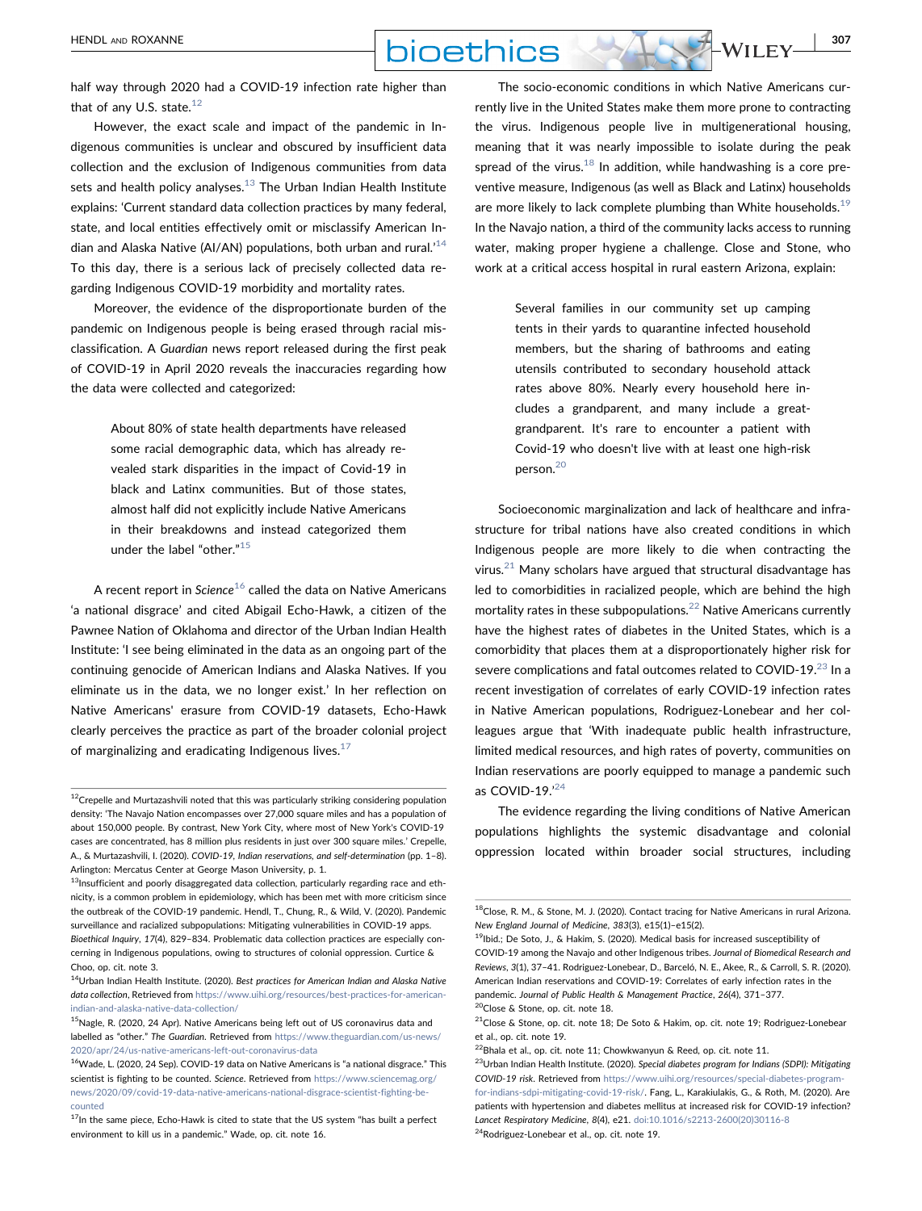half way through 2020 had a COVID-19 infection rate higher than that of any U.S. state.[12]

However, the exact scale and impact of the pandemic in Indigenous communities is unclear and obscured by insufficient data collection and the exclusion of Indigenous communities from data sets and health policy analyses.[13] The Urban Indian Health Institute explains: 'Current standard data collection practices by many federal, state, and local entities effectively omit or misclassify American Indian and Alaska Native (AI/AN) populations, both urban and rural.'[14] To this day, there is a serious lack of precisely collected data regarding Indigenous COVID-19 morbidity and mortality rates.

Moreover, the evidence of the disproportionate burden of the pandemic on Indigenous people is being erased through racial misclassification. A *Guardian* news report released during the first peak of COVID-19 in April 2020 reveals the inaccuracies regarding how the data were collected and categorized:

> About 80% of state health departments have released some racial demographic data, which has already revealed stark disparities in the impact of Covid-19 in black and Latinx communities. But of those states, almost half did not explicitly include Native Americans in their breakdowns and instead categorized them under the label "other."[15]

A recent report in *Science*[16] called the data on Native Americans 'a national disgrace' and cited Abigail Echo-Hawk, a citizen of the Pawnee Nation of Oklahoma and director of the Urban Indian Health Institute: 'I see being eliminated in the data as an ongoing part of the continuing genocide of American Indians and Alaska Natives. If you eliminate us in the data, we no longer exist.' In her reflection on Native Americans' erasure from COVID-19 datasets, Echo-Hawk clearly perceives the practice as part of the broader colonial project of marginalizing and eradicating Indigenous lives.[17]

The socio-economic conditions in which Native Americans currently live in the United States make them more prone to contracting the virus. Indigenous people live in multigenerational housing, meaning that it was nearly impossible to isolate during the peak spread of the virus.[18] In addition, while handwashing is a core preventive measure, Indigenous (as well as Black and Latinx) households are more likely to lack complete plumbing than White households.[19] In the Navajo nation, a third of the community lacks access to running water, making proper hygiene a challenge. Close and Stone, who work at a critical access hospital in rural eastern Arizona, explain:

> Several families in our community set up camping tents in their yards to quarantine infected household members, but the sharing of bathrooms and eating utensils contributed to secondary household attack rates above 80%. Nearly every household here includes a grandparent, and many include a great-grandparent. It's rare to encounter a patient with Covid-19 who doesn't live with at least one high-risk person.[20]

Socioeconomic marginalization and lack of healthcare and infrastructure for tribal nations have also created conditions in which Indigenous people are more likely to die when contracting the virus.[21] Many scholars have argued that structural disadvantage has led to comorbidities in racialized people, which are behind the high mortality rates in these subpopulations.[22] Native Americans currently have the highest rates of diabetes in the United States, which is a comorbidity that places them at a disproportionately higher risk for severe complications and fatal outcomes related to COVID-19.[23] In a recent investigation of correlates of early COVID-19 infection rates in Native American populations, Rodriguez-Lonebear and her colleagues argue that 'With inadequate public health infrastructure, limited medical resources, and high rates of poverty, communities on Indian reservations are poorly equipped to manage a pandemic such as COVID-19.'[24]

The evidence regarding the living conditions of Native American populations highlights the systemic disadvantage and colonial oppression located within broader social structures, including

---

[12]Crepelle and Murtazashvili noted that this was particularly striking considering population density: 'The Navajo Nation encompasses over 27,000 square miles and has a population of about 150,000 people. By contrast, New York City, where most of New York's COVID-19 cases are concentrated, has 8 million plus residents in just over 300 square miles.' Crepelle, A., & Murtazashvili, I. (2020). *COVID-19, Indian reservations, and self-determination* (pp. 1–8). Arlington: Mercatus Center at George Mason University, p. 1.

[13]Insufficient and poorly disaggregated data collection, particularly regarding race and ethnicity, is a common problem in epidemiology, which has been met with more criticism since the outbreak of the COVID-19 pandemic. Hendl, T., Chung, R., & Wild, V. (2020). Pandemic surveillance and racialized subpopulations: Mitigating vulnerabilities in COVID-19 apps. *Bioethical Inquiry*, *17*(4), 829–834. Problematic data collection practices are especially concerning in Indigenous populations, owing to structures of colonial oppression. Curtice & Choo, op. cit. note 3.

[14]Urban Indian Health Institute. (2020). *Best practices for American Indian and Alaska Native data collection*, Retrieved from https://www.uihi.org/resources/best-practices-for-american-indian-and-alaska-native-data-collection/

[15]Nagle, R. (2020, 24 Apr). Native Americans being left out of US coronavirus data and labelled as "other." *The Guardian*. Retrieved from https://www.theguardian.com/us-news/2020/apr/24/us-native-americans-left-out-coronavirus-data

[16]Wade, L. (2020, 24 Sep). COVID-19 data on Native Americans is "a national disgrace." This scientist is fighting to be counted. *Science*. Retrieved from https://www.sciencemag.org/news/2020/09/covid-19-data-native-americans-national-disgrace-scientist-fighting-be-counted

[17]In the same piece, Echo-Hawk is cited to state that the US system "has built a perfect environment to kill us in a pandemic." Wade, op. cit. note 16.

[18]Close, R. M., & Stone, M. J. (2020). Contact tracing for Native Americans in rural Arizona. *New England Journal of Medicine*, *383*(3), e15(1)–e15(2).

[19]Ibid.; De Soto, J., & Hakim, S. (2020). Medical basis for increased susceptibility of COVID-19 among the Navajo and other Indigenous tribes. *Journal of Biomedical Research and Reviews*, *3*(1), 37–41. Rodriguez-Lonebear, D., Barceló, N. E., Akee, R., & Carroll, S. R. (2020). American Indian reservations and COVID-19: Correlates of early infection rates in the pandemic. *Journal of Public Health & Management Practice*, *26*(4), 371–377.

[20]Close & Stone, op. cit. note 18.

[21]Close & Stone, op. cit. note 18; De Soto & Hakim, op. cit. note 19; Rodriguez-Lonebear et al., op. cit. note 19.

[22]Bhala et al., op. cit. note 11; Chowkwanyun & Reed, op. cit. note 11.

[23]Urban Indian Health Institute. (2020). *Special diabetes program for Indians (SDPI): Mitigating COVID-19 risk*. Retrieved from https://www.uihi.org/resources/special-diabetes-program-for-indians-sdpi-mitigating-covid-19-risk/. Fang, L., Karakiulakis, G., & Roth, M. (2020). Are patients with hypertension and diabetes mellitus at increased risk for COVID-19 infection? *Lancet Respiratory Medicine*, *8*(4), e21. doi:10.1016/s2213-2600(20)30116-8

[24]Rodriguez-Lonebear et al., op. cit. note 19.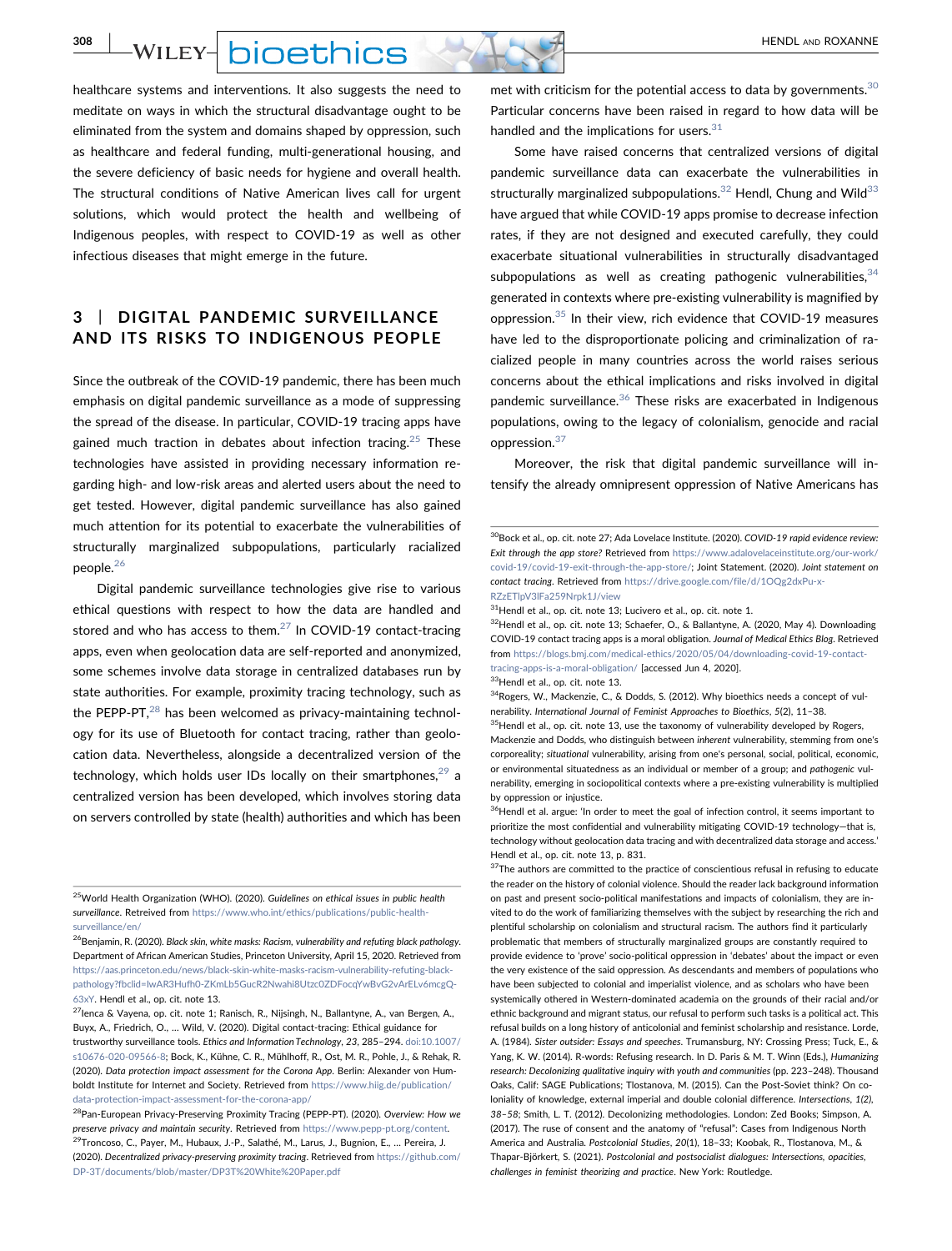healthcare systems and interventions. It also suggests the need to meditate on ways in which the structural disadvantage ought to be eliminated from the system and domains shaped by oppression, such as healthcare and federal funding, multi-generational housing, and the severe deficiency of basic needs for hygiene and overall health. The structural conditions of Native American lives call for urgent solutions, which would protect the health and wellbeing of Indigenous peoples, with respect to COVID-19 as well as other infectious diseases that might emerge in the future.

## 3 | DIGITAL PANDEMIC SURVEILLANCE AND ITS RISKS TO INDIGENOUS PEOPLE

Since the outbreak of the COVID-19 pandemic, there has been much emphasis on digital pandemic surveillance as a mode of suppressing the spread of the disease. In particular, COVID-19 tracing apps have gained much traction in debates about infection tracing.[25] These technologies have assisted in providing necessary information regarding high- and low-risk areas and alerted users about the need to get tested. However, digital pandemic surveillance has also gained much attention for its potential to exacerbate the vulnerabilities of structurally marginalized subpopulations, particularly racialized people.[26]

Digital pandemic surveillance technologies give rise to various ethical questions with respect to how the data are handled and stored and who has access to them.[27] In COVID-19 contact-tracing apps, even when geolocation data are self-reported and anonymized, some schemes involve data storage in centralized databases run by state authorities. For example, proximity tracing technology, such as the PEPP-PT,[28] has been welcomed as privacy-maintaining technology for its use of Bluetooth for contact tracing, rather than geolocation data. Nevertheless, alongside a decentralized version of the technology, which holds user IDs locally on their smartphones,[29] a centralized version has been developed, which involves storing data on servers controlled by state (health) authorities and which has been met with criticism for the potential access to data by governments.[30] Particular concerns have been raised in regard to how data will be handled and the implications for users.[31]

Some have raised concerns that centralized versions of digital pandemic surveillance data can exacerbate the vulnerabilities in structurally marginalized subpopulations.[32] Hendl, Chung and Wild[33] have argued that while COVID-19 apps promise to decrease infection rates, if they are not designed and executed carefully, they could exacerbate situational vulnerabilities in structurally disadvantaged subpopulations as well as creating pathogenic vulnerabilities,[34] generated in contexts where pre-existing vulnerability is magnified by oppression.[35] In their view, rich evidence that COVID-19 measures have led to the disproportionate policing and criminalization of racialized people in many countries across the world raises serious concerns about the ethical implications and risks involved in digital pandemic surveillance.[36] These risks are exacerbated in Indigenous populations, owing to the legacy of colonialism, genocide and racial oppression.[37]

Moreover, the risk that digital pandemic surveillance will intensify the already omnipresent oppression of Native Americans has

---

[25] World Health Organization (WHO). (2020). *Guidelines on ethical issues in public health surveillance*. Retreived from https://www.who.int/ethics/publications/public-health-surveillance/en/

[26] Benjamin, R. (2020). *Black skin, white masks: Racism, vulnerability and refuting black pathology*. Department of African American Studies, Princeton University, April 15, 2020. Retrieved from https://aas.princeton.edu/news/black-skin-white-masks-racism-vulnerability-refuting-black-pathology?fbclid=IwAR3Hufh0-ZKmLb5GucR2Nwahi8Utzc0ZDFocqYwBvG2vArELv6mcgQ-63xY. Hendl et al., op. cit. note 13.

[27] Ienca & Vayena, op. cit. note 1; Ranisch, R., Nijsingh, N., Ballantyne, A., van Bergen, A., Buyx, A., Friedrich, O., … Wild, V. (2020). Digital contact-tracing: Ethical guidance for trustworthy surveillance tools. *Ethics and Information Technology*, *23*, 285–294. doi:10.1007/s10676-020-09566-8; Bock, K., Kühne, C. R., Mühlhoff, R., Ost, M. R., Pohle, J., & Rehak, R. (2020). *Data protection impact assessment for the Corona App*. Berlin: Alexander von Humboldt Institute for Internet and Society. Retrieved from https://www.hiig.de/publication/data-protection-impact-assessment-for-the-corona-app/

[28] Pan-European Privacy-Preserving Proximity Tracing (PEPP-PT). (2020). *Overview: How we preserve privacy and maintain security*. Retrieved from https://www.pepp-pt.org/content.

[29] Troncoso, C., Payer, M., Hubaux, J.-P., Salathé, M., Larus, J., Bugnion, E., … Pereira, J. (2020). *Decentralized privacy-preserving proximity tracing*. Retrieved from https://github.com/DP-3T/documents/blob/master/DP3T%20White%20Paper.pdf

[30] Bock et al., op. cit. note 27; Ada Lovelace Institute. (2020). *COVID-19 rapid evidence review: Exit through the app store?* Retrieved from https://www.adalovelaceinstitute.org/our-work/covid-19/covid-19-exit-through-the-app-store/; Joint Statement. (2020). *Joint statement on contact tracing*. Retrieved from https://drive.google.com/file/d/1OQg2dxPu-x-RZzETlpV3lFa259Nrpk1J/view

[31] Hendl et al., op. cit. note 13; Lucivero et al., op. cit. note 1.

[32] Hendl et al., op. cit. note 13; Schaefer, O., & Ballantyne, A. (2020, May 4). Downloading COVID-19 contact tracing apps is a moral obligation. *Journal of Medical Ethics Blog*. Retrieved from https://blogs.bmj.com/medical-ethics/2020/05/04/downloading-covid-19-contact-tracing-apps-is-a-moral-obligation/ [accessed Jun 4, 2020].

[33] Hendl et al., op. cit. note 13.

[34] Rogers, W., Mackenzie, C., & Dodds, S. (2012). Why bioethics needs a concept of vulnerability. *International Journal of Feminist Approaches to Bioethics*, *5*(2), 11–38.

[35] Hendl et al., op. cit. note 13, use the taxonomy of vulnerability developed by Rogers, Mackenzie and Dodds, who distinguish between *inherent* vulnerability, stemming from one's corporeality; *situational* vulnerability, arising from one's personal, social, political, economic, or environmental situatedness as an individual or member of a group; and *pathogenic* vulnerability, emerging in sociopolitical contexts where a pre-existing vulnerability is multiplied by oppression or injustice.

[36] Hendl et al. argue: 'In order to meet the goal of infection control, it seems important to prioritize the most confidential and vulnerability mitigating COVID-19 technology—that is, technology without geolocation data tracing and with decentralized data storage and access.' Hendl et al., op. cit. note 13, p. 831.

[37] The authors are committed to the practice of conscientious refusal in refusing to educate the reader on the history of colonial violence. Should the reader lack background information on past and present socio-political manifestations and impacts of colonialism, they are invited to do the work of familiarizing themselves with the subject by researching the rich and plentiful scholarship on colonialism and structural racism. The authors find it particularly problematic that members of structurally marginalized groups are constantly required to provide evidence to 'prove' socio-political oppression in 'debates' about the impact or even the very existence of the said oppression. As descendants and members of populations who have been subjected to colonial and imperialist violence, and as scholars who have been systemically othered in Western-dominated academia on the grounds of their racial and/or ethnic background and migrant status, our refusal to perform such tasks is a political act. This refusal builds on a long history of anticolonial and feminist scholarship and resistance. Lorde, A. (1984). *Sister outsider: Essays and speeches*. Trumansburg, NY: Crossing Press; Tuck, E., & Yang, K. W. (2014). R-words: Refusing research. In D. Paris & M. T. Winn (Eds.), *Humanizing research: Decolonizing qualitative inquiry with youth and communities* (pp. 223–248). Thousand Oaks, Calif: SAGE Publications; Tlostanova, M. (2015). Can the Post-Soviet think? On coloniality of knowledge, external imperial and double colonial difference. *Intersections, 1(2), 38–58*; Smith, L. T. (2012). Decolonizing methodologies. London: Zed Books; Simpson, A. (2017). The ruse of consent and the anatomy of "refusal": Cases from Indigenous North America and Australia. *Postcolonial Studies*, *20*(1), 18–33; Koobak, R., Tlostanova, M., & Thapar-Björkert, S. (2021). *Postcolonial and postsocialist dialogues: Intersections, opacities, challenges in feminist theorizing and practice*. New York: Routledge.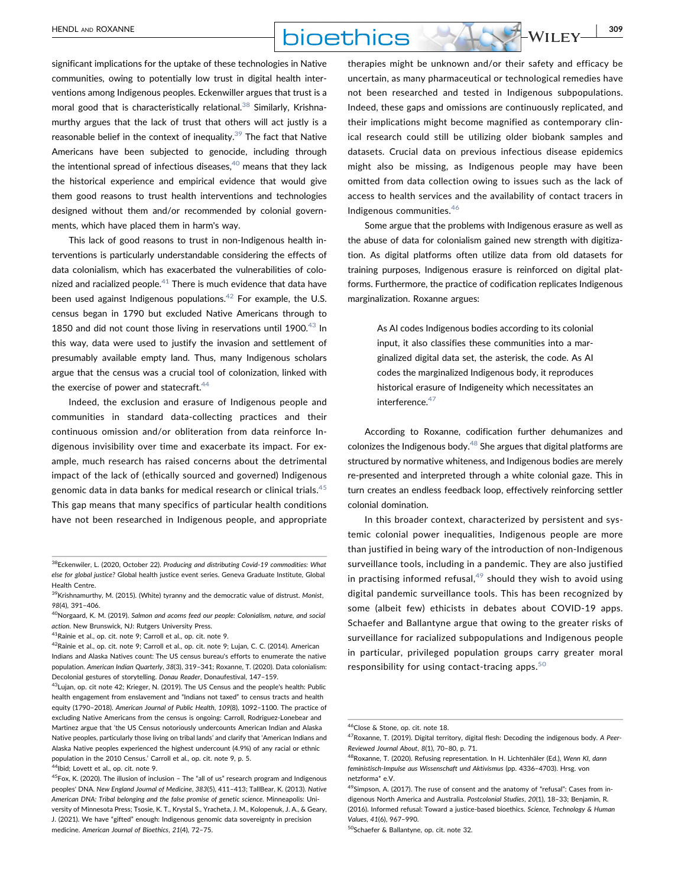significant implications for the uptake of these technologies in Native communities, owing to potentially low trust in digital health interventions among Indigenous peoples. Eckenwiller argues that trust is a moral good that is characteristically relational.[38] Similarly, Krishnamurthy argues that the lack of trust that others will act justly is a reasonable belief in the context of inequality.[39] The fact that Native Americans have been subjected to genocide, including through the intentional spread of infectious diseases,[40] means that they lack the historical experience and empirical evidence that would give them good reasons to trust health interventions and technologies designed without them and/or recommended by colonial governments, which have placed them in harm's way.

This lack of good reasons to trust in non-Indigenous health interventions is particularly understandable considering the effects of data colonialism, which has exacerbated the vulnerabilities of colonized and racialized people.[41] There is much evidence that data have been used against Indigenous populations.[42] For example, the U.S. census began in 1790 but excluded Native Americans through to 1850 and did not count those living in reservations until 1900.[43] In this way, data were used to justify the invasion and settlement of presumably available empty land. Thus, many Indigenous scholars argue that the census was a crucial tool of colonization, linked with the exercise of power and statecraft.[44]

Indeed, the exclusion and erasure of Indigenous people and communities in standard data-collecting practices and their continuous omission and/or obliteration from data reinforce Indigenous invisibility over time and exacerbate its impact. For example, much research has raised concerns about the detrimental impact of the lack of (ethically sourced and governed) Indigenous genomic data in data banks for medical research or clinical trials.[45] This gap means that many specifics of particular health conditions have not been researched in Indigenous people, and appropriate therapies might be unknown and/or their safety and efficacy be uncertain, as many pharmaceutical or technological remedies have not been researched and tested in Indigenous subpopulations. Indeed, these gaps and omissions are continuously replicated, and their implications might become magnified as contemporary clinical research could still be utilizing older biobank samples and datasets. Crucial data on previous infectious disease epidemics might also be missing, as Indigenous people may have been omitted from data collection owing to issues such as the lack of access to health services and the availability of contact tracers in Indigenous communities.[46]

Some argue that the problems with Indigenous erasure as well as the abuse of data for colonialism gained new strength with digitization. As digital platforms often utilize data from old datasets for training purposes, Indigenous erasure is reinforced on digital platforms. Furthermore, the practice of codification replicates Indigenous marginalization. Roxanne argues:

> As AI codes Indigenous bodies according to its colonial input, it also classifies these communities into a marginalized digital data set, the asterisk, the code. As AI codes the marginalized Indigenous body, it reproduces historical erasure of Indigeneity which necessitates an interference.[47]

According to Roxanne, codification further dehumanizes and colonizes the Indigenous body.[48] She argues that digital platforms are structured by normative whiteness, and Indigenous bodies are merely re-presented and interpreted through a white colonial gaze. This in turn creates an endless feedback loop, effectively reinforcing settler colonial domination.

In this broader context, characterized by persistent and systemic colonial power inequalities, Indigenous people are more than justified in being wary of the introduction of non-Indigenous surveillance tools, including in a pandemic. They are also justified in practising informed refusal,[49] should they wish to avoid using digital pandemic surveillance tools. This has been recognized by some (albeit few) ethicists in debates about COVID-19 apps. Schaefer and Ballantyne argue that owing to the greater risks of surveillance for racialized subpopulations and Indigenous people in particular, privileged population groups carry greater moral responsibility for using contact-tracing apps.[50]

---

[38]Eckenwiler, L. (2020, October 22). *Producing and distributing Covid-19 commodities: What else for global justice?* Global health justice event series. Geneva Graduate Institute, Global Health Centre.

[39]Krishnamurthy, M. (2015). (White) tyranny and the democratic value of distrust. *Monist*, *98*(4), 391–406.

[40]Norgaard, K. M. (2019). *Salmon and acorns feed our people: Colonialism, nature, and social action*. New Brunswick, NJ: Rutgers University Press.

[41]Rainie et al., op. cit. note 9; Carroll et al., op. cit. note 9.

[42]Rainie et al., op. cit. note 9; Carroll et al., op. cit. note 9; Lujan, C. C. (2014). American Indians and Alaska Natives count: The US census bureau's efforts to enumerate the native population. *American Indian Quarterly*, *38*(3), 319–341; Roxanne, T. (2020). Data colonialism: Decolonial gestures of storytelling. *Donau Reader*, Donaufestival, 147–159.

[43]Lujan, op. cit note 42; Krieger, N. (2019). The US Census and the people's health: Public health engagement from enslavement and "Indians not taxed" to census tracts and health equity (1790–2018). *American Journal of Public Health*, *109*(8), 1092–1100. The practice of excluding Native Americans from the census is ongoing: Carroll, Rodriguez-Lonebear and Martinez argue that 'the US Census notoriously undercounts American Indian and Alaska Native peoples, particularly those living on tribal lands' and clarify that 'American Indians and Alaska Native peoples experienced the highest undercount (4.9%) of any racial or ethnic population in the 2010 Census.' Carroll et al., op. cit. note 9, p. 5.

[44]Ibid; Lovett et al., op. cit. note 9.

[45]Fox, K. (2020). The illusion of inclusion – The "all of us" research program and Indigenous peoples' DNA. *New England Journal of Medicine*, *383*(5), 411–413; TallBear, K. (2013). *Native American DNA: Tribal belonging and the false promise of genetic science*. Minneapolis: University of Minnesota Press; Tsosie, K. T., Krystal S., Yracheta, J. M., Kolopenuk, J. A., & Geary, J. (2021). We have "gifted" enough: Indigenous genomic data sovereignty in precision medicine. *American Journal of Bioethics*, *21*(4), 72–75.

[46]Close & Stone, op. cit. note 18.

[47]Roxanne, T. (2019). Digital territory, digital flesh: Decoding the indigenous body. *A Peer-Reviewed Journal About*, *8*(1), 70–80, p. 71.

[48]Roxanne, T. (2020). Refusing representation. In H. Lichtenhäler (Ed.), *Wenn KI, dann feministisch-Impulse aus Wissenschaft und Aktivismus* (pp. 4336–4703). Hrsg. von netzforma* e.V.

[49]Simpson, A. (2017). The ruse of consent and the anatomy of "refusal": Cases from indigenous North America and Australia. *Postcolonial Studies*, *20*(1), 18–33; Benjamin, R. (2016). Informed refusal: Toward a justice-based bioethics. *Science, Technology & Human Values*, *41*(6), 967–990.

[50]Schaefer & Ballantyne, op. cit. note 32.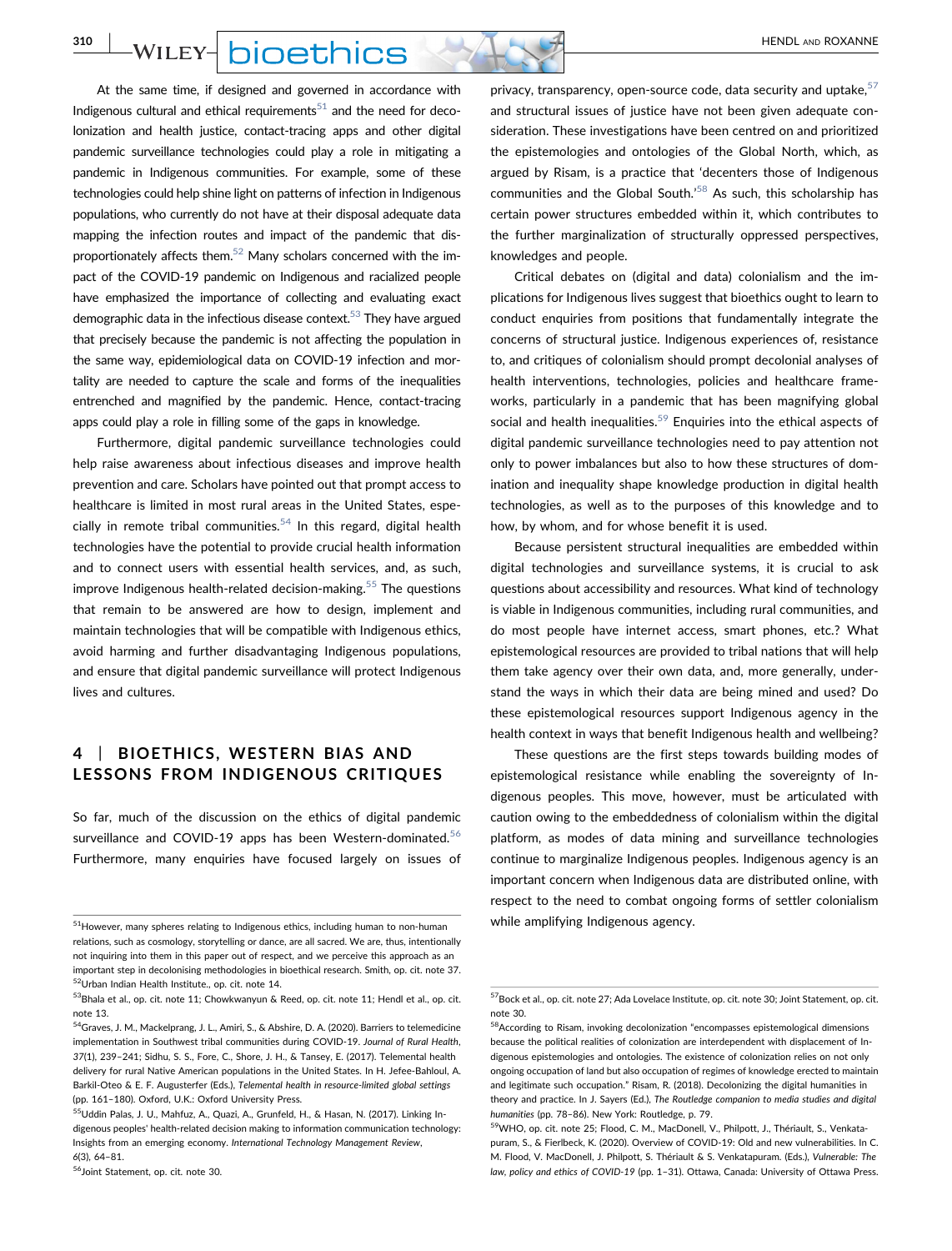At the same time, if designed and governed in accordance with Indigenous cultural and ethical requirements[51] and the need for decolonization and health justice, contact-tracing apps and other digital pandemic surveillance technologies could play a role in mitigating a pandemic in Indigenous communities. For example, some of these technologies could help shine light on patterns of infection in Indigenous populations, who currently do not have at their disposal adequate data mapping the infection routes and impact of the pandemic that disproportionately affects them.[52] Many scholars concerned with the impact of the COVID-19 pandemic on Indigenous and racialized people have emphasized the importance of collecting and evaluating exact demographic data in the infectious disease context.[53] They have argued that precisely because the pandemic is not affecting the population in the same way, epidemiological data on COVID-19 infection and mortality are needed to capture the scale and forms of the inequalities entrenched and magnified by the pandemic. Hence, contact-tracing apps could play a role in filling some of the gaps in knowledge.

Furthermore, digital pandemic surveillance technologies could help raise awareness about infectious diseases and improve health prevention and care. Scholars have pointed out that prompt access to healthcare is limited in most rural areas in the United States, especially in remote tribal communities.[54] In this regard, digital health technologies have the potential to provide crucial health information and to connect users with essential health services, and, as such, improve Indigenous health-related decision-making.[55] The questions that remain to be answered are how to design, implement and maintain technologies that will be compatible with Indigenous ethics, avoid harming and further disadvantaging Indigenous populations, and ensure that digital pandemic surveillance will protect Indigenous lives and cultures.

## 4 | BIOETHICS, WESTERN BIAS AND LESSONS FROM INDIGENOUS CRITIQUES

So far, much of the discussion on the ethics of digital pandemic surveillance and COVID-19 apps has been Western-dominated.[56] Furthermore, many enquiries have focused largely on issues of privacy, transparency, open-source code, data security and uptake,[57] and structural issues of justice have not been given adequate consideration. These investigations have been centred on and prioritized the epistemologies and ontologies of the Global North, which, as argued by Risam, is a practice that 'decenters those of Indigenous communities and the Global South.'[58] As such, this scholarship has certain power structures embedded within it, which contributes to the further marginalization of structurally oppressed perspectives, knowledges and people.

Critical debates on (digital and data) colonialism and the implications for Indigenous lives suggest that bioethics ought to learn to conduct enquiries from positions that fundamentally integrate the concerns of structural justice. Indigenous experiences of, resistance to, and critiques of colonialism should prompt decolonial analyses of health interventions, technologies, policies and healthcare frameworks, particularly in a pandemic that has been magnifying global social and health inequalities.[59] Enquiries into the ethical aspects of digital pandemic surveillance technologies need to pay attention not only to power imbalances but also to how these structures of domination and inequality shape knowledge production in digital health technologies, as well as to the purposes of this knowledge and to how, by whom, and for whose benefit it is used.

Because persistent structural inequalities are embedded within digital technologies and surveillance systems, it is crucial to ask questions about accessibility and resources. What kind of technology is viable in Indigenous communities, including rural communities, and do most people have internet access, smart phones, etc.? What epistemological resources are provided to tribal nations that will help them take agency over their own data, and, more generally, understand the ways in which their data are being mined and used? Do these epistemological resources support Indigenous agency in the health context in ways that benefit Indigenous health and wellbeing?

These questions are the first steps towards building modes of epistemological resistance while enabling the sovereignty of Indigenous peoples. This move, however, must be articulated with caution owing to the embeddedness of colonialism within the digital platform, as modes of data mining and surveillance technologies continue to marginalize Indigenous peoples. Indigenous agency is an important concern when Indigenous data are distributed online, with respect to the need to combat ongoing forms of settler colonialism while amplifying Indigenous agency.

---

[51]However, many spheres relating to Indigenous ethics, including human to non-human relations, such as cosmology, storytelling or dance, are all sacred. We are, thus, intentionally not inquiring into them in this paper out of respect, and we perceive this approach as an important step in decolonising methodologies in bioethical research. Smith, op. cit. note 37.

[52]Urban Indian Health Institute., op. cit. note 14.

[53]Bhala et al., op. cit. note 11; Chowkwanyun & Reed, op. cit. note 11; Hendl et al., op. cit. note 13.

[54]Graves, J. M., Mackelprang, J. L., Amiri, S., & Abshire, D. A. (2020). Barriers to telemedicine implementation in Southwest tribal communities during COVID-19. *Journal of Rural Health*, *37*(1), 239–241; Sidhu, S. S., Fore, C., Shore, J. H., & Tansey, E. (2017). Telemental health delivery for rural Native American populations in the United States. In H. Jefee-Bahloul, A. Barkil-Oteo & E. F. Augusterfer (Eds.), *Telemental health in resource-limited global settings* (pp. 161–180). Oxford, U.K.: Oxford University Press.

[55]Uddin Palas, J. U., Mahfuz, A., Quazi, A., Grunfeld, H., & Hasan, N. (2017). Linking Indigenous peoples' health-related decision making to information communication technology: Insights from an emerging economy. *International Technology Management Review*, *6*(3), 64–81.

[56]Joint Statement, op. cit. note 30.

[57]Bock et al., op. cit. note 27; Ada Lovelace Institute, op. cit. note 30; Joint Statement, op. cit. note 30.

[58]According to Risam, invoking decolonization "encompasses epistemological dimensions because the political realities of colonization are interdependent with displacement of Indigenous epistemologies and ontologies. The existence of colonization relies on not only ongoing occupation of land but also occupation of regimes of knowledge erected to maintain and legitimate such occupation." Risam, R. (2018). Decolonizing the digital humanities in theory and practice. In J. Sayers (Ed.), *The Routledge companion to media studies and digital humanities* (pp. 78–86). New York: Routledge, p. 79.

[59]WHO, op. cit. note 25; Flood, C. M., MacDonell, V., Philpott, J., Thériault, S., Venkatapuram, S., & Fierlbeck, K. (2020). Overview of COVID-19: Old and new vulnerabilities. In C. M. Flood, V. MacDonell, J. Philpott, S. Thériault & S. Venkatapuram. (Eds.), *Vulnerable: The law, policy and ethics of COVID-19* (pp. 1–31). Ottawa, Canada: University of Ottawa Press.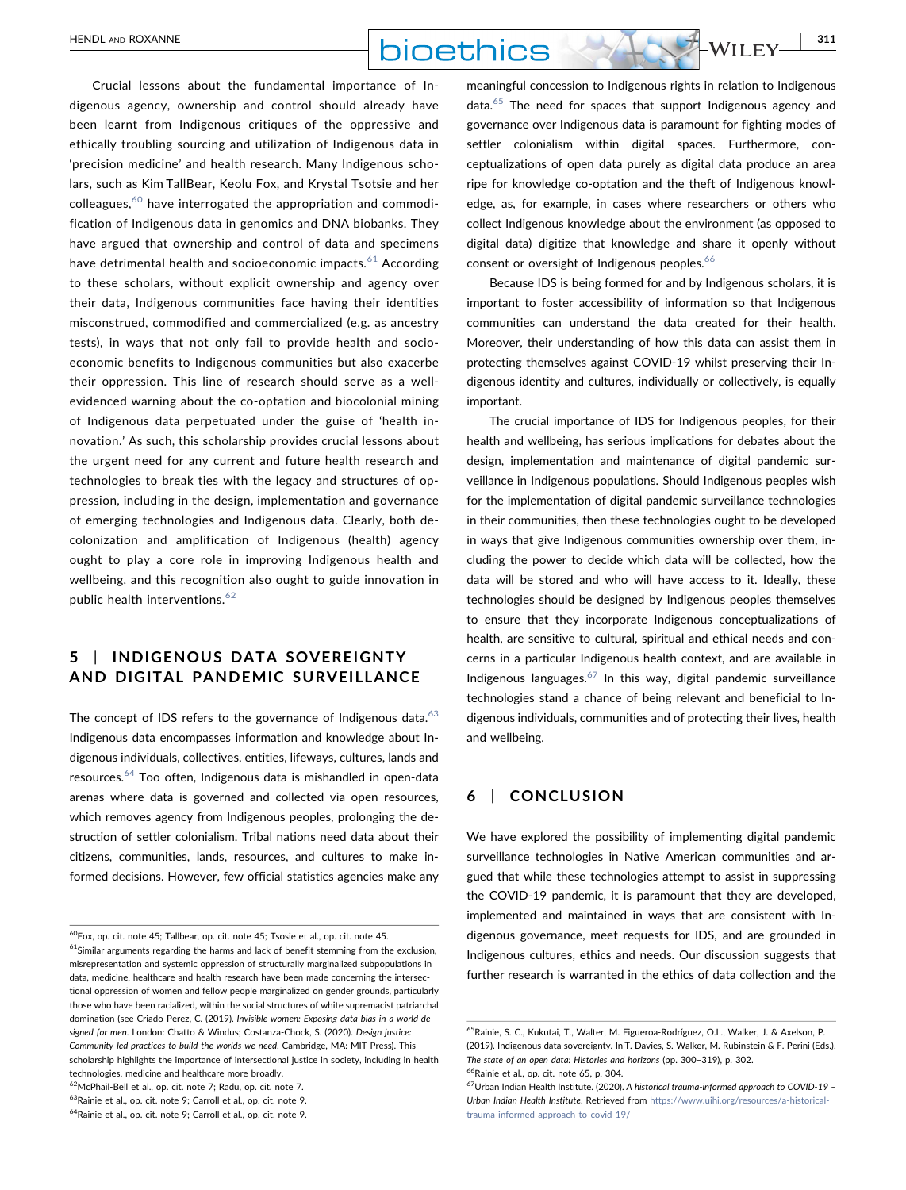Crucial lessons about the fundamental importance of Indigenous agency, ownership and control should already have been learnt from Indigenous critiques of the oppressive and ethically troubling sourcing and utilization of Indigenous data in 'precision medicine' and health research. Many Indigenous scholars, such as Kim TallBear, Keolu Fox, and Krystal Tsotsie and her colleagues,[60] have interrogated the appropriation and commodification of Indigenous data in genomics and DNA biobanks. They have argued that ownership and control of data and specimens have detrimental health and socioeconomic impacts.[61] According to these scholars, without explicit ownership and agency over their data, Indigenous communities face having their identities misconstrued, commodified and commercialized (e.g. as ancestry tests), in ways that not only fail to provide health and socioeconomic benefits to Indigenous communities but also exacerbe their oppression. This line of research should serve as a well-evidenced warning about the co-optation and biocolonial mining of Indigenous data perpetuated under the guise of 'health innovation.' As such, this scholarship provides crucial lessons about the urgent need for any current and future health research and technologies to break ties with the legacy and structures of oppression, including in the design, implementation and governance of emerging technologies and Indigenous data. Clearly, both decolonization and amplification of Indigenous (health) agency ought to play a core role in improving Indigenous health and wellbeing, and this recognition also ought to guide innovation in public health interventions.[62]

## 5 | INDIGENOUS DATA SOVEREIGNTY AND DIGITAL PANDEMIC SURVEILLANCE

The concept of IDS refers to the governance of Indigenous data.[63] Indigenous data encompasses information and knowledge about Indigenous individuals, collectives, entities, lifeways, cultures, lands and resources.[64] Too often, Indigenous data is mishandled in open-data arenas where data is governed and collected via open resources, which removes agency from Indigenous peoples, prolonging the destruction of settler colonialism. Tribal nations need data about their citizens, communities, lands, resources, and cultures to make informed decisions. However, few official statistics agencies make any meaningful concession to Indigenous rights in relation to Indigenous data.[65] The need for spaces that support Indigenous agency and governance over Indigenous data is paramount for fighting modes of settler colonialism within digital spaces. Furthermore, conceptualizations of open data purely as digital data produce an area ripe for knowledge co-optation and the theft of Indigenous knowledge, as, for example, in cases where researchers or others who collect Indigenous knowledge about the environment (as opposed to digital data) digitize that knowledge and share it openly without consent or oversight of Indigenous peoples.[66]

Because IDS is being formed for and by Indigenous scholars, it is important to foster accessibility of information so that Indigenous communities can understand the data created for their health. Moreover, their understanding of how this data can assist them in protecting themselves against COVID-19 whilst preserving their Indigenous identity and cultures, individually or collectively, is equally important.

The crucial importance of IDS for Indigenous peoples, for their health and wellbeing, has serious implications for debates about the design, implementation and maintenance of digital pandemic surveillance in Indigenous populations. Should Indigenous peoples wish for the implementation of digital pandemic surveillance technologies in their communities, then these technologies ought to be developed in ways that give Indigenous communities ownership over them, including the power to decide which data will be collected, how the data will be stored and who will have access to it. Ideally, these technologies should be designed by Indigenous peoples themselves to ensure that they incorporate Indigenous conceptualizations of health, are sensitive to cultural, spiritual and ethical needs and concerns in a particular Indigenous health context, and are available in Indigenous languages.[67] In this way, digital pandemic surveillance technologies stand a chance of being relevant and beneficial to Indigenous individuals, communities and of protecting their lives, health and wellbeing.

## 6 | CONCLUSION

We have explored the possibility of implementing digital pandemic surveillance technologies in Native American communities and argued that while these technologies attempt to assist in suppressing the COVID-19 pandemic, it is paramount that they are developed, implemented and maintained in ways that are consistent with Indigenous governance, meet requests for IDS, and are grounded in Indigenous cultures, ethics and needs. Our discussion suggests that further research is warranted in the ethics of data collection and the

---

[60] Fox, op. cit. note 45; Tallbear, op. cit. note 45; Tsosie et al., op. cit. note 45.

[61] Similar arguments regarding the harms and lack of benefit stemming from the exclusion, misrepresentation and systemic oppression of structurally marginalized subpopulations in data, medicine, healthcare and health research have been made concerning the intersectional oppression of women and fellow people marginalized on gender grounds, particularly those who have been racialized, within the social structures of white supremacist patriarchal domination (see Criado-Perez, C. (2019). *Invisible women: Exposing data bias in a world designed for men*. London: Chatto & Windus; Costanza-Chock, S. (2020). *Design justice: Community-led practices to build the worlds we need*. Cambridge, MA: MIT Press). This scholarship highlights the importance of intersectional justice in society, including in health technologies, medicine and healthcare more broadly.

[62] McPhail-Bell et al., op. cit. note 7; Radu, op. cit. note 7.

[63] Rainie et al., op. cit. note 9; Carroll et al., op. cit. note 9.

[64] Rainie et al., op. cit. note 9; Carroll et al., op. cit. note 9.

[65] Rainie, S. C., Kukutai, T., Walter, M. Figueroa-Rodríguez, O.L., Walker, J. & Axelson, P. (2019). Indigenous data sovereignty. In T. Davies, S. Walker, M. Rubinstein & F. Perini (Eds.). *The state of an open data: Histories and horizons* (pp. 300–319), p. 302.

[66] Rainie et al., op. cit. note 65, p. 304.

[67] Urban Indian Health Institute. (2020). *A historical trauma-informed approach to COVID-19 – Urban Indian Health Institute*. Retrieved from https://www.uihi.org/resources/a-historical-trauma-informed-approach-to-covid-19/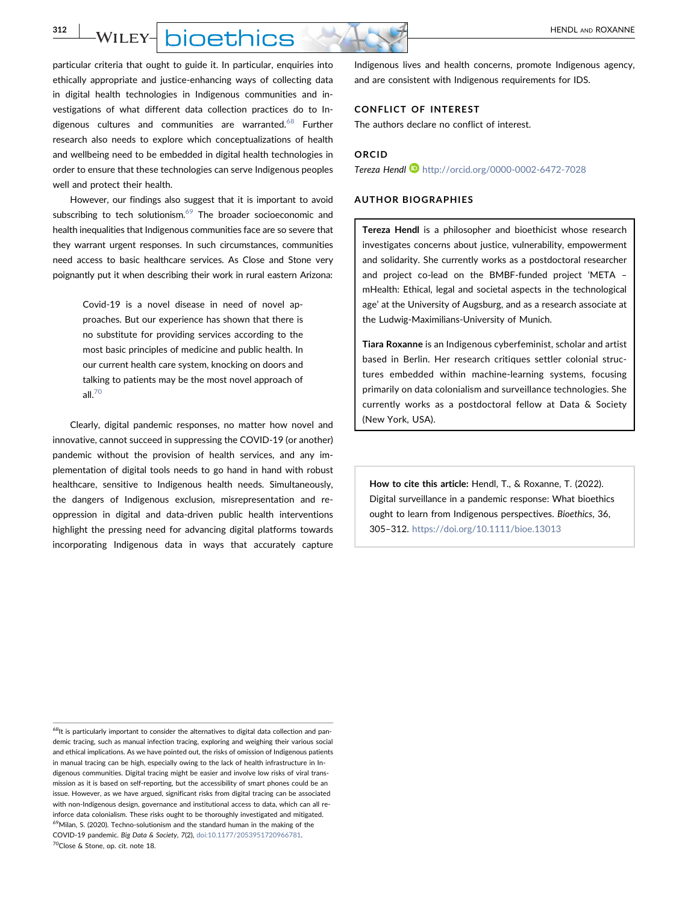particular criteria that ought to guide it. In particular, enquiries into ethically appropriate and justice-enhancing ways of collecting data in digital health technologies in Indigenous communities and investigations of what different data collection practices do to Indigenous cultures and communities are warranted.[68] Further research also needs to explore which conceptualizations of health and wellbeing need to be embedded in digital health technologies in order to ensure that these technologies can serve Indigenous peoples well and protect their health.

However, our findings also suggest that it is important to avoid subscribing to tech solutionism.[69] The broader socioeconomic and health inequalities that Indigenous communities face are so severe that they warrant urgent responses. In such circumstances, communities need access to basic healthcare services. As Close and Stone very poignantly put it when describing their work in rural eastern Arizona:

> Covid-19 is a novel disease in need of novel approaches. But our experience has shown that there is no substitute for providing services according to the most basic principles of medicine and public health. In our current health care system, knocking on doors and talking to patients may be the most novel approach of all.[70]

Clearly, digital pandemic responses, no matter how novel and innovative, cannot succeed in suppressing the COVID-19 (or another) pandemic without the provision of health services, and any implementation of digital tools needs to go hand in hand with robust healthcare, sensitive to Indigenous health needs. Simultaneously, the dangers of Indigenous exclusion, misrepresentation and reoppression in digital and data-driven public health interventions highlight the pressing need for advancing digital platforms towards incorporating Indigenous data in ways that accurately capture Indigenous lives and health concerns, promote Indigenous agency, and are consistent with Indigenous requirements for IDS.

## CONFLICT OF INTEREST

The authors declare no conflict of interest.

## ORCID

*Tereza Hendl* http://orcid.org/0000-0002-6472-7028

## AUTHOR BIOGRAPHIES

**Tereza Hendl** is a philosopher and bioethicist whose research investigates concerns about justice, vulnerability, empowerment and solidarity. She currently works as a postdoctoral researcher and project co-lead on the BMBF-funded project 'META – mHealth: Ethical, legal and societal aspects in the technological age' at the University of Augsburg, and as a research associate at the Ludwig-Maximilians-University of Munich.

**Tiara Roxanne** is an Indigenous cyberfeminist, scholar and artist based in Berlin. Her research critiques settler colonial structures embedded within machine-learning systems, focusing primarily on data colonialism and surveillance technologies. She currently works as a postdoctoral fellow at Data & Society (New York, USA).

**How to cite this article:** Hendl, T., & Roxanne, T. (2022). Digital surveillance in a pandemic response: What bioethics ought to learn from Indigenous perspectives. *Bioethics*, 36, 305–312. https://doi.org/10.1111/bioe.13013

---

[68] It is particularly important to consider the alternatives to digital data collection and pandemic tracing, such as manual infection tracing, exploring and weighing their various social and ethical implications. As we have pointed out, the risks of omission of Indigenous patients in manual tracing can be high, especially owing to the lack of health infrastructure in Indigenous communities. Digital tracing might be easier and involve low risks of viral transmission as it is based on self-reporting, but the accessibility of smart phones could be an issue. However, as we have argued, significant risks from digital tracing can be associated with non-Indigenous design, governance and institutional access to data, which can all reinforce data colonialism. These risks ought to be thoroughly investigated and mitigated.

[69] Milan, S. (2020). Techno-solutionism and the standard human in the making of the COVID-19 pandemic. *Big Data & Society*, *7*(2), doi:10.1177/2053951720966781.

[70] Close & Stone, op. cit. note 18.